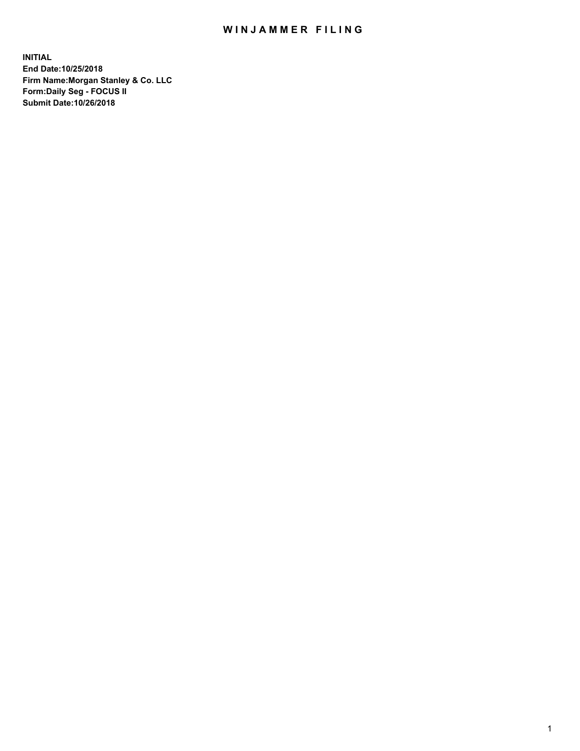# WINJAMMER FILING

**INITIAL**
**End Date:10/25/2018**
**Firm Name:Morgan Stanley & Co. LLC**
**Form:Daily Seg - FOCUS II**
**Submit Date:10/26/2018**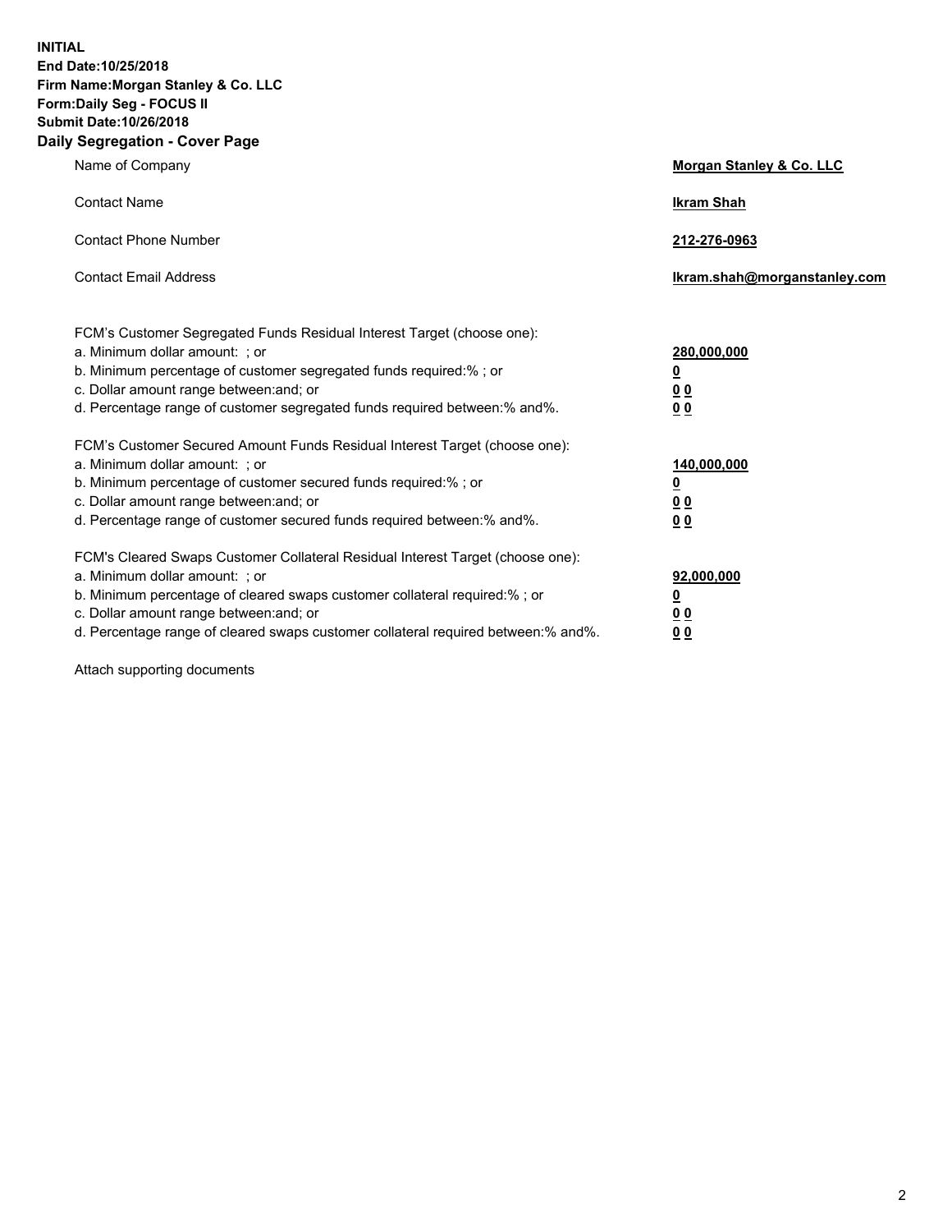**INITIAL**
**End Date:10/25/2018**
**Firm Name:Morgan Stanley & Co. LLC**
**Form:Daily Seg - FOCUS II**
**Submit Date:10/26/2018**
**Daily Segregation - Cover Page**

| | |
|---|---|
| Name of Company | **Morgan Stanley & Co. LLC** |
| Contact Name | **Ikram Shah** |
| Contact Phone Number | **212-276-0963** |
| Contact Email Address | **Ikram.shah@morganstanley.com** |

| | |
|---|---|
| FCM's Customer Segregated Funds Residual Interest Target (choose one): | |
| a. Minimum dollar amount: ; or | **280,000,000** |
| b. Minimum percentage of customer segregated funds required:% ; or | **0** |
| c. Dollar amount range between:and; or | **0 0** |
| d. Percentage range of customer segregated funds required between:% and%. | **0 0** |
| FCM's Customer Secured Amount Funds Residual Interest Target (choose one): | |
| a. Minimum dollar amount: ; or | **140,000,000** |
| b. Minimum percentage of customer secured funds required:% ; or | **0** |
| c. Dollar amount range between:and; or | **0 0** |
| d. Percentage range of customer secured funds required between:% and%. | **0 0** |
| FCM's Cleared Swaps Customer Collateral Residual Interest Target (choose one): | |
| a. Minimum dollar amount: ; or | **92,000,000** |
| b. Minimum percentage of cleared swaps customer collateral required:% ; or | **0** |
| c. Dollar amount range between:and; or | **0 0** |
| d. Percentage range of cleared swaps customer collateral required between:% and%. | **0 0** |

Attach supporting documents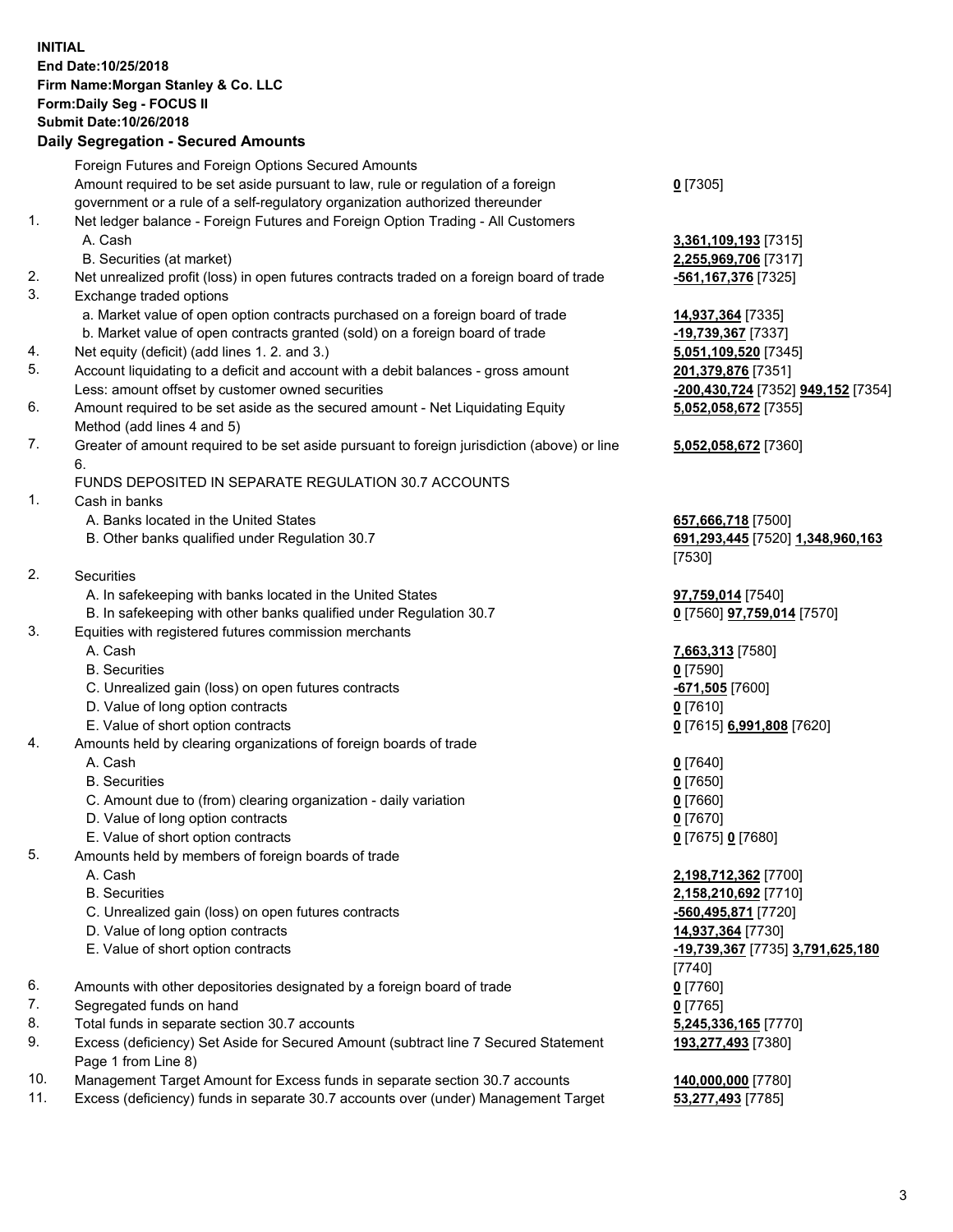**INITIAL**
**End Date:10/25/2018**
**Firm Name:Morgan Stanley & Co. LLC**
**Form:Daily Seg - FOCUS II**
**Submit Date:10/26/2018**

## Daily Segregation - Secured Amounts

| | | |
|---|---|---|
| | Foreign Futures and Foreign Options Secured Amounts | |
| | Amount required to be set aside pursuant to law, rule or regulation of a foreign government or a rule of a self-regulatory organization authorized thereunder | **0** [7305] |
| 1. | Net ledger balance - Foreign Futures and Foreign Option Trading - All Customers | |
| | A. Cash | **3,361,109,193** [7315] |
| | B. Securities (at market) | **2,255,969,706** [7317] |
| 2. | Net unrealized profit (loss) in open futures contracts traded on a foreign board of trade | **-561,167,376** [7325] |
| 3. | Exchange traded options | |
| | a. Market value of open option contracts purchased on a foreign board of trade | **14,937,364** [7335] |
| | b. Market value of open contracts granted (sold) on a foreign board of trade | **-19,739,367** [7337] |
| 4. | Net equity (deficit) (add lines 1. 2. and 3.) | **5,051,109,520** [7345] |
| 5. | Account liquidating to a deficit and account with a debit balances - gross amount | **201,379,876** [7351] |
| | Less: amount offset by customer owned securities | **-200,430,724** [7352] **949,152** [7354] |
| 6. | Amount required to be set aside as the secured amount - Net Liquidating Equity Method (add lines 4 and 5) | **5,052,058,672** [7355] |
| 7. | Greater of amount required to be set aside pursuant to foreign jurisdiction (above) or line 6. | **5,052,058,672** [7360] |
| | FUNDS DEPOSITED IN SEPARATE REGULATION 30.7 ACCOUNTS | |
| 1. | Cash in banks | |
| | A. Banks located in the United States | **657,666,718** [7500] |
| | B. Other banks qualified under Regulation 30.7 | **691,293,445** [7520] **1,348,960,163** [7530] |
| 2. | Securities | |
| | A. In safekeeping with banks located in the United States | **97,759,014** [7540] |
| | B. In safekeeping with other banks qualified under Regulation 30.7 | **0** [7560] **97,759,014** [7570] |
| 3. | Equities with registered futures commission merchants | |
| | A. Cash | **7,663,313** [7580] |
| | B. Securities | **0** [7590] |
| | C. Unrealized gain (loss) on open futures contracts | **-671,505** [7600] |
| | D. Value of long option contracts | **0** [7610] |
| | E. Value of short option contracts | **0** [7615] **6,991,808** [7620] |
| 4. | Amounts held by clearing organizations of foreign boards of trade | |
| | A. Cash | **0** [7640] |
| | B. Securities | **0** [7650] |
| | C. Amount due to (from) clearing organization - daily variation | **0** [7660] |
| | D. Value of long option contracts | **0** [7670] |
| | E. Value of short option contracts | **0** [7675] **0** [7680] |
| 5. | Amounts held by members of foreign boards of trade | |
| | A. Cash | **2,198,712,362** [7700] |
| | B. Securities | **2,158,210,692** [7710] |
| | C. Unrealized gain (loss) on open futures contracts | **-560,495,871** [7720] |
| | D. Value of long option contracts | **14,937,364** [7730] |
| | E. Value of short option contracts | **-19,739,367** [7735] **3,791,625,180** [7740] |
| 6. | Amounts with other depositories designated by a foreign board of trade | **0** [7760] |
| 7. | Segregated funds on hand | **0** [7765] |
| 8. | Total funds in separate section 30.7 accounts | **5,245,336,165** [7770] |
| 9. | Excess (deficiency) Set Aside for Secured Amount (subtract line 7 Secured Statement Page 1 from Line 8) | **193,277,493** [7380] |
| 10. | Management Target Amount for Excess funds in separate section 30.7 accounts | **140,000,000** [7780] |
| 11. | Excess (deficiency) funds in separate 30.7 accounts over (under) Management Target | **53,277,493** [7785] |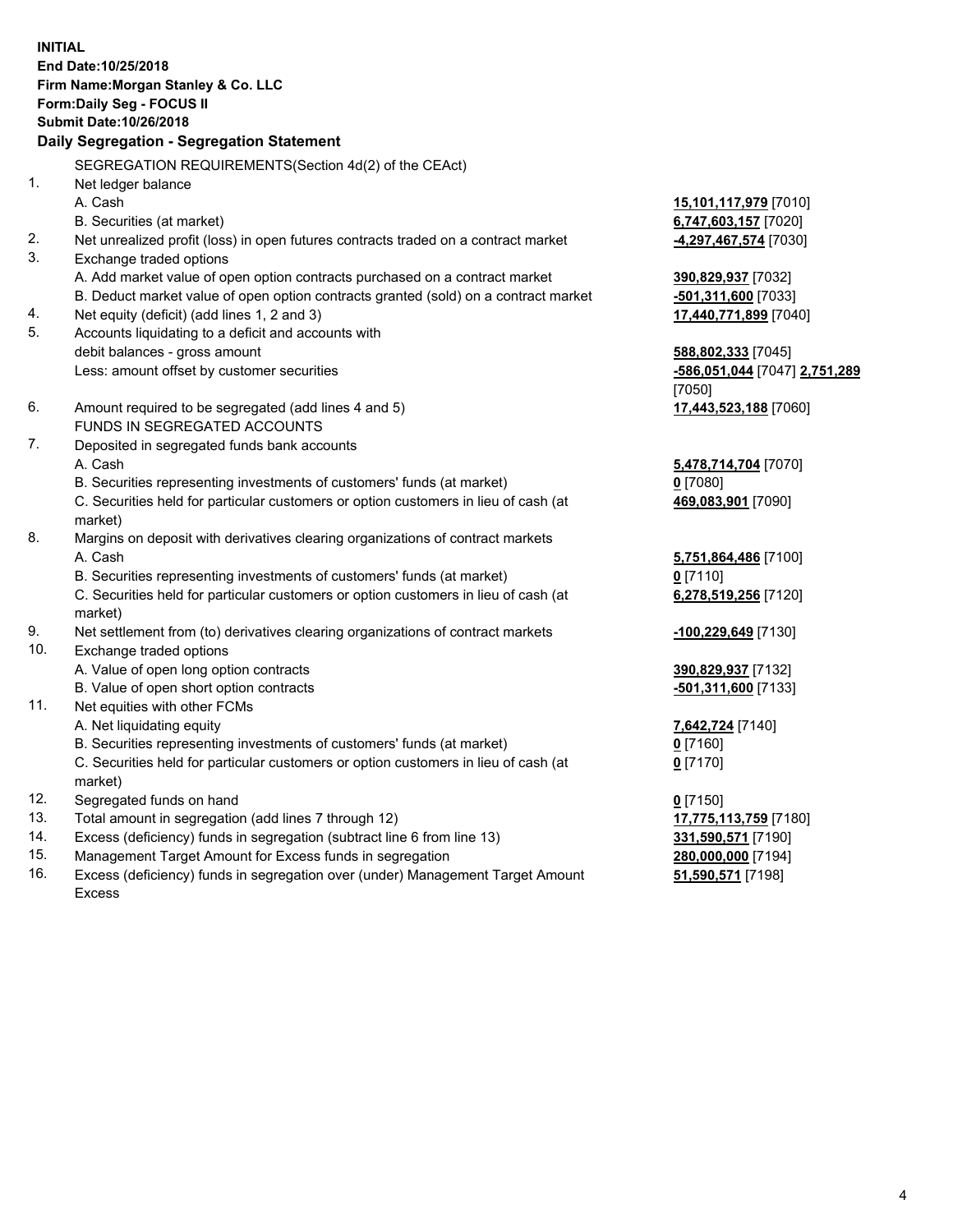**INITIAL**
**End Date:10/25/2018**
**Firm Name:Morgan Stanley & Co. LLC**
**Form:Daily Seg - FOCUS II**
**Submit Date:10/26/2018**

**Daily Segregation - Segregation Statement**

SEGREGATION REQUIREMENTS(Section 4d(2) of the CEAct)

| | | |
|---|---|---|
| 1. | Net ledger balance | |
| | A. Cash | **15,101,117,979** [7010] |
| | B. Securities (at market) | **6,747,603,157** [7020] |
| 2. | Net unrealized profit (loss) in open futures contracts traded on a contract market | **-4,297,467,574** [7030] |
| 3. | Exchange traded options | |
| | A. Add market value of open option contracts purchased on a contract market | **390,829,937** [7032] |
| | B. Deduct market value of open option contracts granted (sold) on a contract market | **-501,311,600** [7033] |
| 4. | Net equity (deficit) (add lines 1, 2 and 3) | **17,440,771,899** [7040] |
| 5. | Accounts liquidating to a deficit and accounts with debit balances - gross amount | **588,802,333** [7045] |
| | Less: amount offset by customer securities | **-586,051,044** [7047] **2,751,289** [7050] |
| 6. | Amount required to be segregated (add lines 4 and 5) | **17,443,523,188** [7060] |
| | FUNDS IN SEGREGATED ACCOUNTS | |
| 7. | Deposited in segregated funds bank accounts | |
| | A. Cash | **5,478,714,704** [7070] |
| | B. Securities representing investments of customers' funds (at market) | **0** [7080] |
| | C. Securities held for particular customers or option customers in lieu of cash (at market) | **469,083,901** [7090] |
| 8. | Margins on deposit with derivatives clearing organizations of contract markets | |
| | A. Cash | **5,751,864,486** [7100] |
| | B. Securities representing investments of customers' funds (at market) | **0** [7110] |
| | C. Securities held for particular customers or option customers in lieu of cash (at market) | **6,278,519,256** [7120] |
| 9. | Net settlement from (to) derivatives clearing organizations of contract markets | **-100,229,649** [7130] |
| 10. | Exchange traded options | |
| | A. Value of open long option contracts | **390,829,937** [7132] |
| | B. Value of open short option contracts | **-501,311,600** [7133] |
| 11. | Net equities with other FCMs | |
| | A. Net liquidating equity | **7,642,724** [7140] |
| | B. Securities representing investments of customers' funds (at market) | **0** [7160] |
| | C. Securities held for particular customers or option customers in lieu of cash (at market) | **0** [7170] |
| 12. | Segregated funds on hand | **0** [7150] |
| 13. | Total amount in segregation (add lines 7 through 12) | **17,775,113,759** [7180] |
| 14. | Excess (deficiency) funds in segregation (subtract line 6 from line 13) | **331,590,571** [7190] |
| 15. | Management Target Amount for Excess funds in segregation | **280,000,000** [7194] |
| 16. | Excess (deficiency) funds in segregation over (under) Management Target Amount Excess | **51,590,571** [7198] |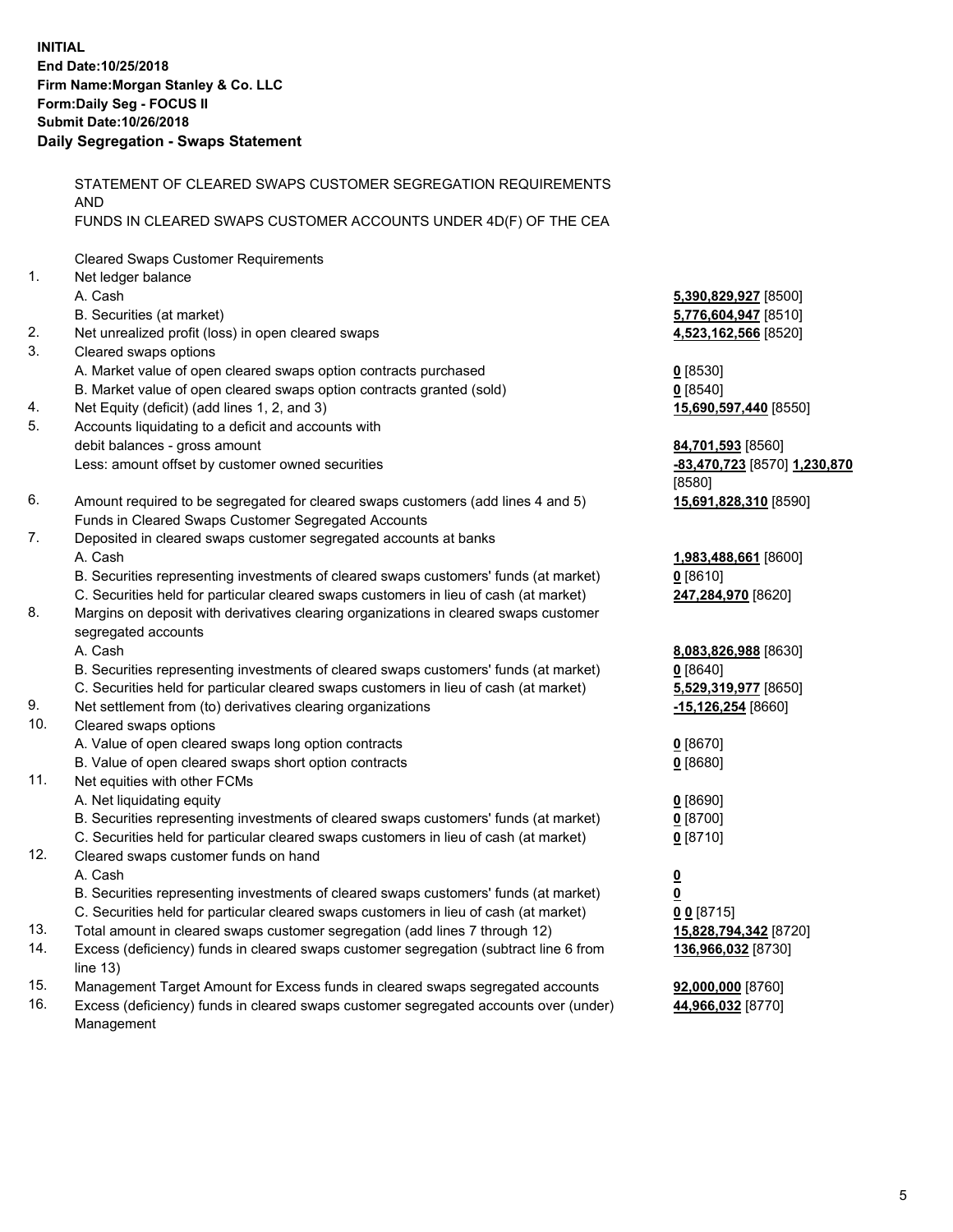**INITIAL**
**End Date:10/25/2018**
**Firm Name:Morgan Stanley & Co. LLC**
**Form:Daily Seg - FOCUS II**
**Submit Date:10/26/2018**
**Daily Segregation - Swaps Statement**

STATEMENT OF CLEARED SWAPS CUSTOMER SEGREGATION REQUIREMENTS AND FUNDS IN CLEARED SWAPS CUSTOMER ACCOUNTS UNDER 4D(F) OF THE CEA

| | | |
|---|---|---|
| | Cleared Swaps Customer Requirements | |
| 1. | Net ledger balance | |
| | A. Cash | **5,390,829,927** [8500] |
| | B. Securities (at market) | **5,776,604,947** [8510] |
| 2. | Net unrealized profit (loss) in open cleared swaps | **4,523,162,566** [8520] |
| 3. | Cleared swaps options | |
| | A. Market value of open cleared swaps option contracts purchased | **0** [8530] |
| | B. Market value of open cleared swaps option contracts granted (sold) | **0** [8540] |
| 4. | Net Equity (deficit) (add lines 1, 2, and 3) | **15,690,597,440** [8550] |
| 5. | Accounts liquidating to a deficit and accounts with debit balances - gross amount | **84,701,593** [8560] |
| | Less: amount offset by customer owned securities | **-83,470,723** [8570] **1,230,870** [8580] |
| 6. | Amount required to be segregated for cleared swaps customers (add lines 4 and 5) | **15,691,828,310** [8590] |
| | Funds in Cleared Swaps Customer Segregated Accounts | |
| 7. | Deposited in cleared swaps customer segregated accounts at banks | |
| | A. Cash | **1,983,488,661** [8600] |
| | B. Securities representing investments of cleared swaps customers' funds (at market) | **0** [8610] |
| | C. Securities held for particular cleared swaps customers in lieu of cash (at market) | **247,284,970** [8620] |
| 8. | Margins on deposit with derivatives clearing organizations in cleared swaps customer segregated accounts | |
| | A. Cash | **8,083,826,988** [8630] |
| | B. Securities representing investments of cleared swaps customers' funds (at market) | **0** [8640] |
| | C. Securities held for particular cleared swaps customers in lieu of cash (at market) | **5,529,319,977** [8650] |
| 9. | Net settlement from (to) derivatives clearing organizations | **-15,126,254** [8660] |
| 10. | Cleared swaps options | |
| | A. Value of open cleared swaps long option contracts | **0** [8670] |
| | B. Value of open cleared swaps short option contracts | **0** [8680] |
| 11. | Net equities with other FCMs | |
| | A. Net liquidating equity | **0** [8690] |
| | B. Securities representing investments of cleared swaps customers' funds (at market) | **0** [8700] |
| | C. Securities held for particular cleared swaps customers in lieu of cash (at market) | **0** [8710] |
| 12. | Cleared swaps customer funds on hand | |
| | A. Cash | **0** |
| | B. Securities representing investments of cleared swaps customers' funds (at market) | **0** |
| | C. Securities held for particular cleared swaps customers in lieu of cash (at market) | **0** **0** [8715] |
| 13. | Total amount in cleared swaps customer segregation (add lines 7 through 12) | **15,828,794,342** [8720] |
| 14. | Excess (deficiency) funds in cleared swaps customer segregation (subtract line 6 from line 13) | **136,966,032** [8730] |
| 15. | Management Target Amount for Excess funds in cleared swaps segregated accounts | **92,000,000** [8760] |
| 16. | Excess (deficiency) funds in cleared swaps customer segregated accounts over (under) Management | **44,966,032** [8770] |